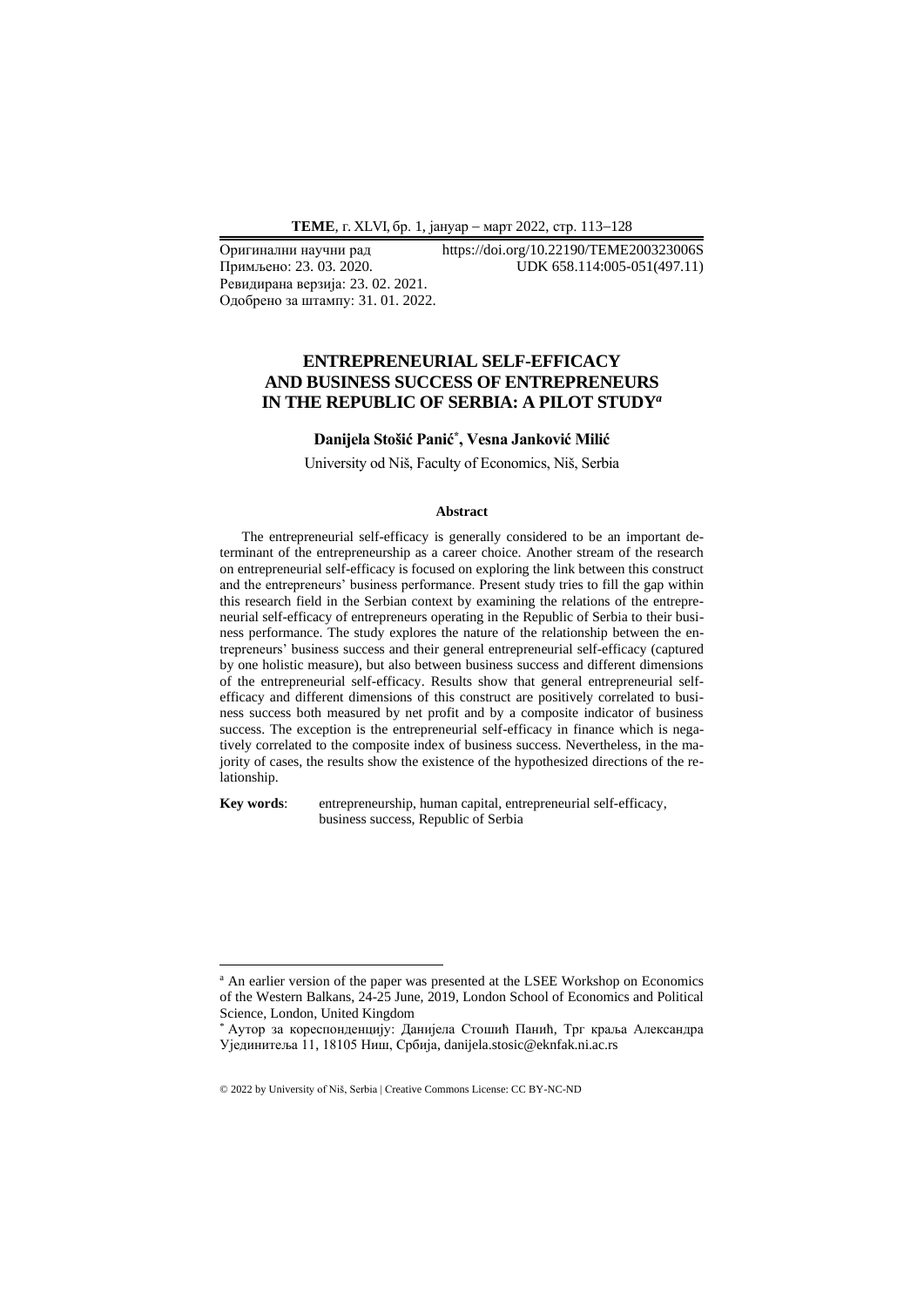Оригинални научни рад  
Примљено: 23. 03. 2020.  
Ревидирана верзија: 23. 02. 2021.  
Одобрено за штампу: 31. 01. 2022.

https://doi.org/10.22190/TEME200323006S  
UDK 658.114:005-051(497.11)

# ENTREPRENEURIAL SELF-EFFICACY AND BUSINESS SUCCESS OF ENTREPRENEURS IN THE REPUBLIC OF SERBIA: A PILOT STUDY[a]

**Danijela Stošić Panić[*], Vesna Janković Milić**

University od Niš, Faculty of Economics, Niš, Serbia

### Abstract

The entrepreneurial self-efficacy is generally considered to be an important determinant of the entrepreneurship as a career choice. Another stream of the research on entrepreneurial self-efficacy is focused on exploring the link between this construct and the entrepreneurs' business performance. Present study tries to fill the gap within this research field in the Serbian context by examining the relations of the entrepreneurial self-efficacy of entrepreneurs operating in the Republic of Serbia to their business performance. The study explores the nature of the relationship between the entrepreneurs' business success and their general entrepreneurial self-efficacy (captured by one holistic measure), but also between business success and different dimensions of the entrepreneurial self-efficacy. Results show that general entrepreneurial self-efficacy and different dimensions of this construct are positively correlated to business success both measured by net profit and by a composite indicator of business success. The exception is the entrepreneurial self-efficacy in finance which is negatively correlated to the composite index of business success. Nevertheless, in the majority of cases, the results show the existence of the hypothesized directions of the relationship.

**Key words**: entrepreneurship, human capital, entrepreneurial self-efficacy, business success, Republic of Serbia

---

[a] An earlier version of the paper was presented at the LSEE Workshop on Economics of the Western Balkans, 24-25 June, 2019, London School of Economics and Political Science, London, United Kingdom

[*] Аутор за кореспонденцију: Данијела Стошић Панић, Трг краља Александра Ујединитеља 11, 18105 Ниш, Србија, danijela.stosic@eknfak.ni.ac.rs

© 2022 by University of Niš, Serbia | Creative Commons License: CC BY-NC-ND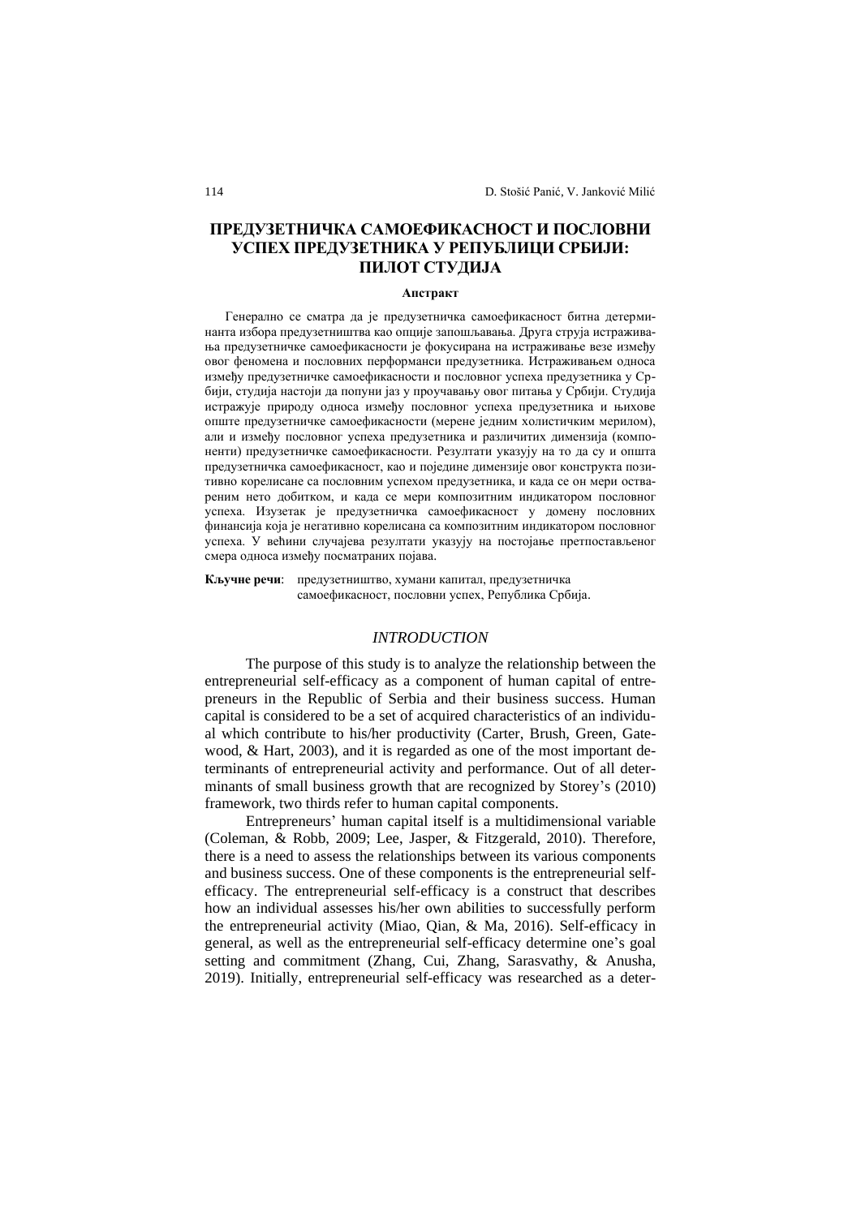# ПРЕДУЗЕТНИЧКА САМОЕФИКАСНОСТ И ПОСЛОВНИ УСПЕХ ПРЕДУЗЕТНИКА У РЕПУБЛИЦИ СРБИЈИ: ПИЛОТ СТУДИЈА

### Апстракт

Генерално се сматра да је предузетничка самоефикасност битна детерминанта избора предузетништва као опције запошљавања. Друга струја истраживања предузетничке самоефикасности је фокусирана на истраживање везе између овог феномена и пословних перформанси предузетника. Истраживањем односа између предузетничке самоефикасности и пословног успеха предузетника у Србији, студија настоји да попуни јаз у проучавању овог питања у Србији. Студија истражује природу односа између пословног успеха предузетника и њихове опште предузетничке самоефикасности (мерене једним холистичким мерилом), али и између пословног успеха предузетника и различитих димензија (компоненти) предузетничке самоефикасности. Резултати указују на то да су и општа предузетничка самоефикасност, као и поједине димензије овог конструкта позитивно корелисане са пословним успехом предузетника, и када се он мери оствареним нето добитком, и када се мери композитним индикатором пословног успеха. Изузетак је предузетничка самоефикасност у домену пословних финансија која је негативно корелисана са композитним индикатором пословног успеха. У већини случајева резултати указују на постојање претпостављеног смера односа између посматраних појава.

**Кључне речи**: предузетништво, хумани капитал, предузетничка самоефикасност, пословни успех, Република Србија.

## *INTRODUCTION*

The purpose of this study is to analyze the relationship between the entrepreneurial self-efficacy as a component of human capital of entrepreneurs in the Republic of Serbia and their business success. Human capital is considered to be a set of acquired characteristics of an individual which contribute to his/her productivity (Carter, Brush, Green, Gatewood, & Hart, 2003), and it is regarded as one of the most important determinants of entrepreneurial activity and performance. Out of all determinants of small business growth that are recognized by Storey's (2010) framework, two thirds refer to human capital components.

Entrepreneurs' human capital itself is a multidimensional variable (Coleman, & Robb, 2009; Lee, Jasper, & Fitzgerald, 2010). Therefore, there is a need to assess the relationships between its various components and business success. One of these components is the entrepreneurial self-efficacy. The entrepreneurial self-efficacy is a construct that describes how an individual assesses his/her own abilities to successfully perform the entrepreneurial activity (Miao, Qian, & Ma, 2016). Self-efficacy in general, as well as the entrepreneurial self-efficacy determine one's goal setting and commitment (Zhang, Cui, Zhang, Sarasvathy, & Anusha, 2019). Initially, entrepreneurial self-efficacy was researched as a deter-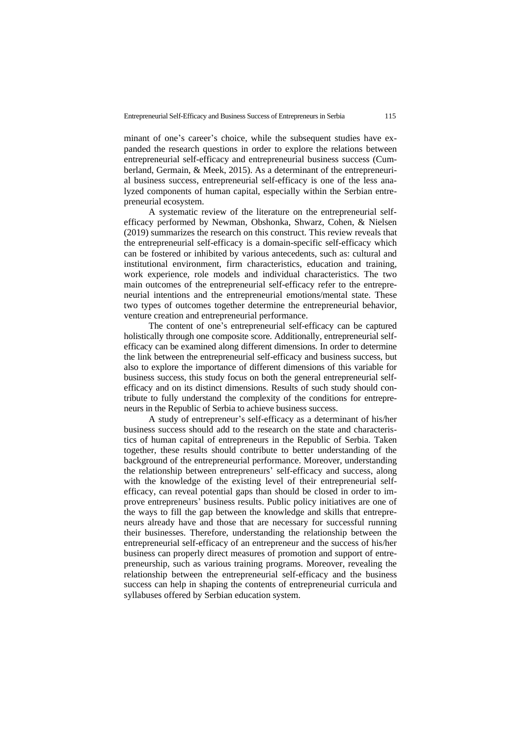minant of one's career's choice, while the subsequent studies have expanded the research questions in order to explore the relations between entrepreneurial self-efficacy and entrepreneurial business success (Cumberland, Germain, & Meek, 2015). As a determinant of the entrepreneurial business success, entrepreneurial self-efficacy is one of the less analyzed components of human capital, especially within the Serbian entrepreneurial ecosystem.

A systematic review of the literature on the entrepreneurial self-efficacy performed by Newman, Obshonka, Shwarz, Cohen, & Nielsen (2019) summarizes the research on this construct. This review reveals that the entrepreneurial self-efficacy is a domain-specific self-efficacy which can be fostered or inhibited by various antecedents, such as: cultural and institutional environment, firm characteristics, education and training, work experience, role models and individual characteristics. The two main outcomes of the entrepreneurial self-efficacy refer to the entrepreneurial intentions and the entrepreneurial emotions/mental state. These two types of outcomes together determine the entrepreneurial behavior, venture creation and entrepreneurial performance.

The content of one's entrepreneurial self-efficacy can be captured holistically through one composite score. Additionally, entrepreneurial self-efficacy can be examined along different dimensions. In order to determine the link between the entrepreneurial self-efficacy and business success, but also to explore the importance of different dimensions of this variable for business success, this study focus on both the general entrepreneurial self-efficacy and on its distinct dimensions. Results of such study should contribute to fully understand the complexity of the conditions for entrepreneurs in the Republic of Serbia to achieve business success.

A study of entrepreneur's self-efficacy as a determinant of his/her business success should add to the research on the state and characteristics of human capital of entrepreneurs in the Republic of Serbia. Taken together, these results should contribute to better understanding of the background of the entrepreneurial performance. Moreover, understanding the relationship between entrepreneurs' self-efficacy and success, along with the knowledge of the existing level of their entrepreneurial self-efficacy, can reveal potential gaps than should be closed in order to improve entrepreneurs' business results. Public policy initiatives are one of the ways to fill the gap between the knowledge and skills that entrepreneurs already have and those that are necessary for successful running their businesses. Therefore, understanding the relationship between the entrepreneurial self-efficacy of an entrepreneur and the success of his/her business can properly direct measures of promotion and support of entrepreneurship, such as various training programs. Moreover, revealing the relationship between the entrepreneurial self-efficacy and the business success can help in shaping the contents of entrepreneurial curricula and syllabuses offered by Serbian education system.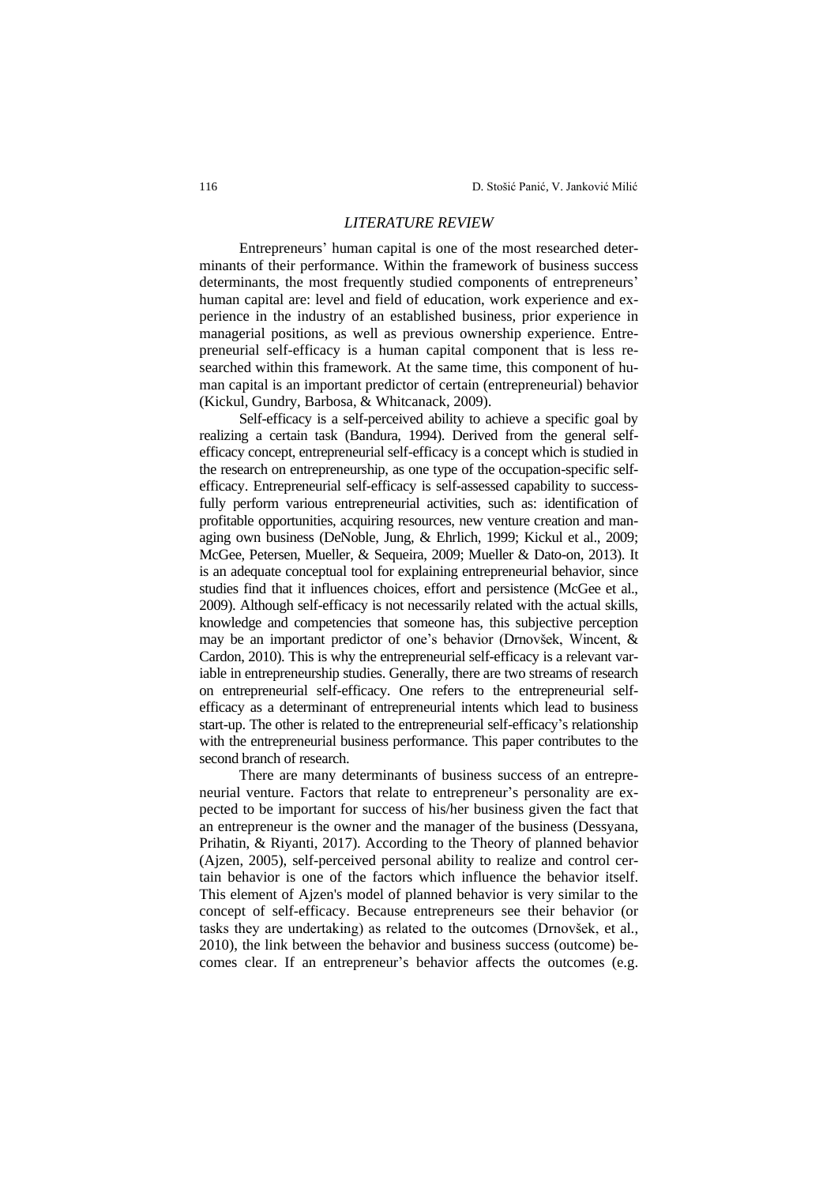## *LITERATURE REVIEW*

Entrepreneurs' human capital is one of the most researched determinants of their performance. Within the framework of business success determinants, the most frequently studied components of entrepreneurs' human capital are: level and field of education, work experience and experience in the industry of an established business, prior experience in managerial positions, as well as previous ownership experience. Entrepreneurial self-efficacy is a human capital component that is less researched within this framework. At the same time, this component of human capital is an important predictor of certain (entrepreneurial) behavior (Kickul, Gundry, Barbosa, & Whitcanack, 2009).

Self-efficacy is a self-perceived ability to achieve a specific goal by realizing a certain task (Bandura, 1994). Derived from the general self-efficacy concept, entrepreneurial self-efficacy is a concept which is studied in the research on entrepreneurship, as one type of the occupation-specific self-efficacy. Entrepreneurial self-efficacy is self-assessed capability to successfully perform various entrepreneurial activities, such as: identification of profitable opportunities, acquiring resources, new venture creation and managing own business (DeNoble, Jung, & Ehrlich, 1999; Kickul et al., 2009; McGee, Petersen, Mueller, & Sequeira, 2009; Mueller & Dato-on, 2013). It is an adequate conceptual tool for explaining entrepreneurial behavior, since studies find that it influences choices, effort and persistence (McGee et al., 2009). Although self-efficacy is not necessarily related with the actual skills, knowledge and competencies that someone has, this subjective perception may be an important predictor of one's behavior (Drnovšek, Wincent, & Cardon, 2010). This is why the entrepreneurial self-efficacy is a relevant variable in entrepreneurship studies. Generally, there are two streams of research on entrepreneurial self-efficacy. One refers to the entrepreneurial self-efficacy as a determinant of entrepreneurial intents which lead to business start-up. The other is related to the entrepreneurial self-efficacy's relationship with the entrepreneurial business performance. This paper contributes to the second branch of research.

There are many determinants of business success of an entrepreneurial venture. Factors that relate to entrepreneur's personality are expected to be important for success of his/her business given the fact that an entrepreneur is the owner and the manager of the business (Dessyana, Prihatin, & Riyanti, 2017). According to the Theory of planned behavior (Ajzen, 2005), self-perceived personal ability to realize and control certain behavior is one of the factors which influence the behavior itself. This element of Ajzen's model of planned behavior is very similar to the concept of self-efficacy. Because entrepreneurs see their behavior (or tasks they are undertaking) as related to the outcomes (Drnovšek, et al., 2010), the link between the behavior and business success (outcome) becomes clear. If an entrepreneur's behavior affects the outcomes (e.g.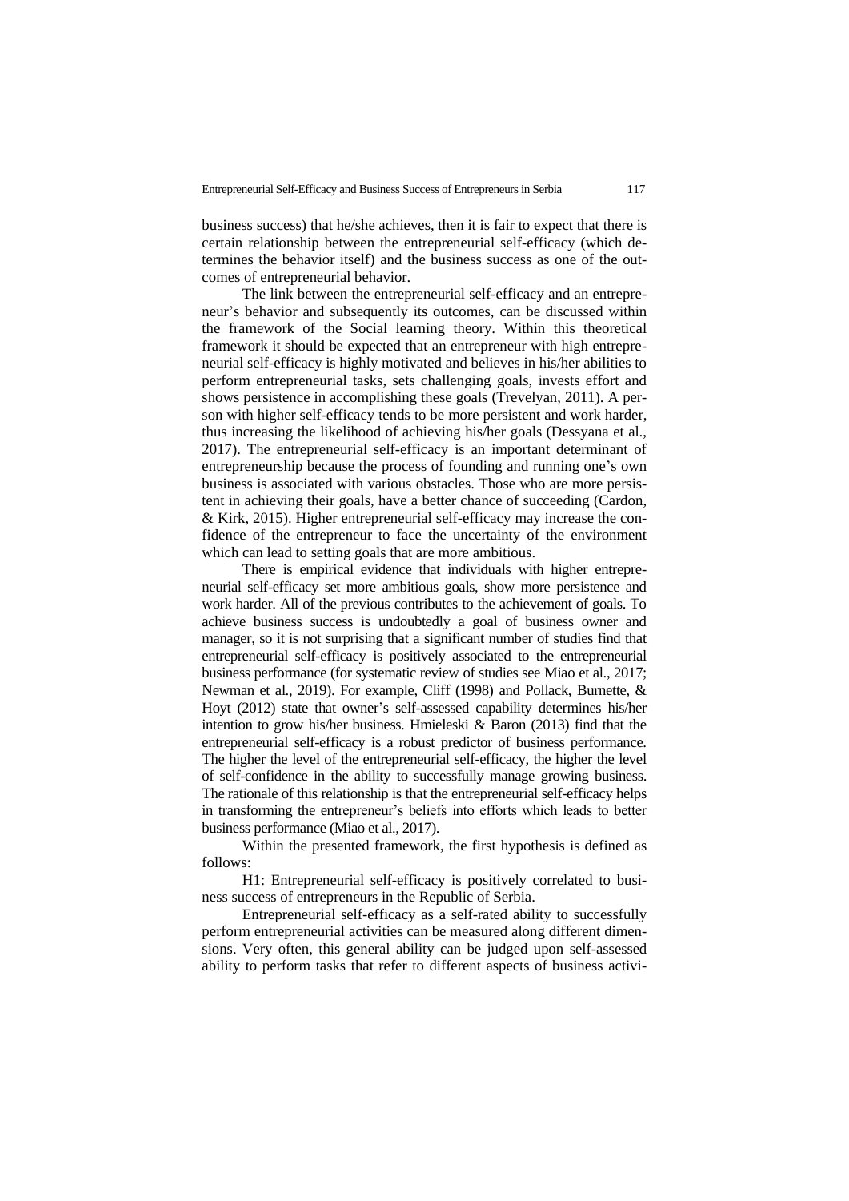business success) that he/she achieves, then it is fair to expect that there is certain relationship between the entrepreneurial self-efficacy (which determines the behavior itself) and the business success as one of the outcomes of entrepreneurial behavior.

The link between the entrepreneurial self-efficacy and an entrepreneur's behavior and subsequently its outcomes, can be discussed within the framework of the Social learning theory. Within this theoretical framework it should be expected that an entrepreneur with high entrepreneurial self-efficacy is highly motivated and believes in his/her abilities to perform entrepreneurial tasks, sets challenging goals, invests effort and shows persistence in accomplishing these goals (Trevelyan, 2011). A person with higher self-efficacy tends to be more persistent and work harder, thus increasing the likelihood of achieving his/her goals (Dessyana et al., 2017). The entrepreneurial self-efficacy is an important determinant of entrepreneurship because the process of founding and running one's own business is associated with various obstacles. Those who are more persistent in achieving their goals, have a better chance of succeeding (Cardon, & Kirk, 2015). Higher entrepreneurial self-efficacy may increase the confidence of the entrepreneur to face the uncertainty of the environment which can lead to setting goals that are more ambitious.

There is empirical evidence that individuals with higher entrepreneurial self-efficacy set more ambitious goals, show more persistence and work harder. All of the previous contributes to the achievement of goals. To achieve business success is undoubtedly a goal of business owner and manager, so it is not surprising that a significant number of studies find that entrepreneurial self-efficacy is positively associated to the entrepreneurial business performance (for systematic review of studies see Miao et al., 2017; Newman et al., 2019). For example, Cliff (1998) and Pollack, Burnette, & Hoyt (2012) state that owner's self-assessed capability determines his/her intention to grow his/her business. Hmieleski & Baron (2013) find that the entrepreneurial self-efficacy is a robust predictor of business performance. The higher the level of the entrepreneurial self-efficacy, the higher the level of self-confidence in the ability to successfully manage growing business. The rationale of this relationship is that the entrepreneurial self-efficacy helps in transforming the entrepreneur's beliefs into efforts which leads to better business performance (Miao et al., 2017).

Within the presented framework, the first hypothesis is defined as follows:

H1: Entrepreneurial self-efficacy is positively correlated to business success of entrepreneurs in the Republic of Serbia.

Entrepreneurial self-efficacy as a self-rated ability to successfully perform entrepreneurial activities can be measured along different dimensions. Very often, this general ability can be judged upon self-assessed ability to perform tasks that refer to different aspects of business activi-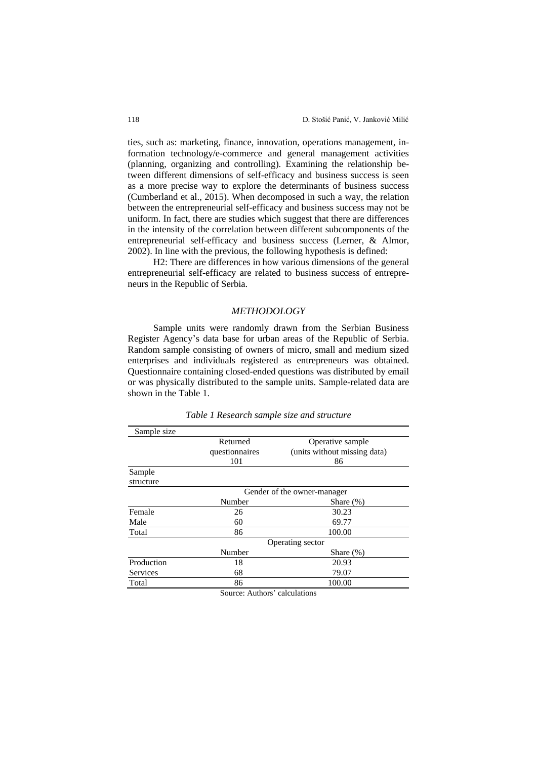ties, such as: marketing, finance, innovation, operations management, information technology/e-commerce and general management activities (planning, organizing and controlling). Examining the relationship between different dimensions of self-efficacy and business success is seen as a more precise way to explore the determinants of business success (Cumberland et al., 2015). When decomposed in such a way, the relation between the entrepreneurial self-efficacy and business success may not be uniform. In fact, there are studies which suggest that there are differences in the intensity of the correlation between different subcomponents of the entrepreneurial self-efficacy and business success (Lerner, & Almor, 2002). In line with the previous, the following hypothesis is defined:

H2: There are differences in how various dimensions of the general entrepreneurial self-efficacy are related to business success of entrepreneurs in the Republic of Serbia.

## *METHODOLOGY*

Sample units were randomly drawn from the Serbian Business Register Agency's data base for urban areas of the Republic of Serbia. Random sample consisting of owners of micro, small and medium sized enterprises and individuals registered as entrepreneurs was obtained. Questionnaire containing closed-ended questions was distributed by email or was physically distributed to the sample units. Sample-related data are shown in the Table 1.

*Table 1 Research sample size and structure*

| Sample size | | |
|---|---|---|
| | Returned questionnaires | Operative sample (units without missing data) |
| | 101 | 86 |
| Sample structure | | |
| | Gender of the owner-manager | |
| | Number | Share (%) |
| Female | 26 | 30.23 |
| Male | 60 | 69.77 |
| Total | 86 | 100.00 |
| | Operating sector | |
| | Number | Share (%) |
| Production | 18 | 20.93 |
| Services | 68 | 79.07 |
| Total | 86 | 100.00 |

Source: Authors' calculations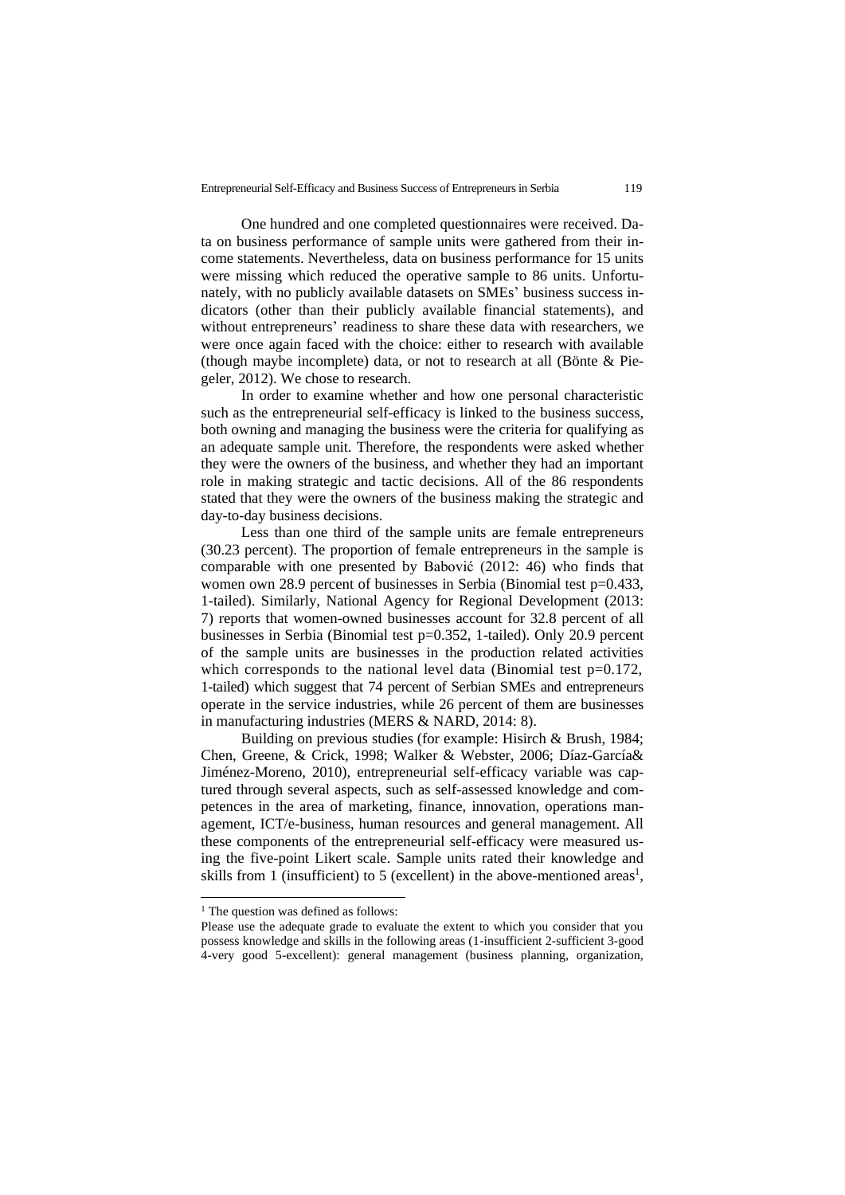One hundred and one completed questionnaires were received. Data on business performance of sample units were gathered from their income statements. Nevertheless, data on business performance for 15 units were missing which reduced the operative sample to 86 units. Unfortunately, with no publicly available datasets on SMEs' business success indicators (other than their publicly available financial statements), and without entrepreneurs' readiness to share these data with researchers, we were once again faced with the choice: either to research with available (though maybe incomplete) data, or not to research at all (Bönte & Piegeler, 2012). We chose to research.

In order to examine whether and how one personal characteristic such as the entrepreneurial self-efficacy is linked to the business success, both owning and managing the business were the criteria for qualifying as an adequate sample unit. Therefore, the respondents were asked whether they were the owners of the business, and whether they had an important role in making strategic and tactic decisions. All of the 86 respondents stated that they were the owners of the business making the strategic and day-to-day business decisions.

Less than one third of the sample units are female entrepreneurs (30.23 percent). The proportion of female entrepreneurs in the sample is comparable with one presented by Babović (2012: 46) who finds that women own 28.9 percent of businesses in Serbia (Binomial test $p=0.433$, 1-tailed). Similarly, National Agency for Regional Development (2013: 7) reports that women-owned businesses account for 32.8 percent of all businesses in Serbia (Binomial test $p=0.352$, 1-tailed). Only 20.9 percent of the sample units are businesses in the production related activities which corresponds to the national level data (Binomial test $p=0.172$, 1-tailed) which suggest that 74 percent of Serbian SMEs and entrepreneurs operate in the service industries, while 26 percent of them are businesses in manufacturing industries (MERS & NARD, 2014: 8).

Building on previous studies (for example: Hisirch & Brush, 1984; Chen, Greene, & Crick, 1998; Walker & Webster, 2006; Díaz-García& Jiménez-Moreno, 2010), entrepreneurial self-efficacy variable was captured through several aspects, such as self-assessed knowledge and competences in the area of marketing, finance, innovation, operations management, ICT/e-business, human resources and general management. All these components of the entrepreneurial self-efficacy were measured using the five-point Likert scale. Sample units rated their knowledge and skills from 1 (insufficient) to 5 (excellent) in the above-mentioned areas[1],

---

[1] The question was defined as follows:

Please use the adequate grade to evaluate the extent to which you consider that you possess knowledge and skills in the following areas (1-insufficient 2-sufficient 3-good 4-very good 5-excellent): general management (business planning, organization,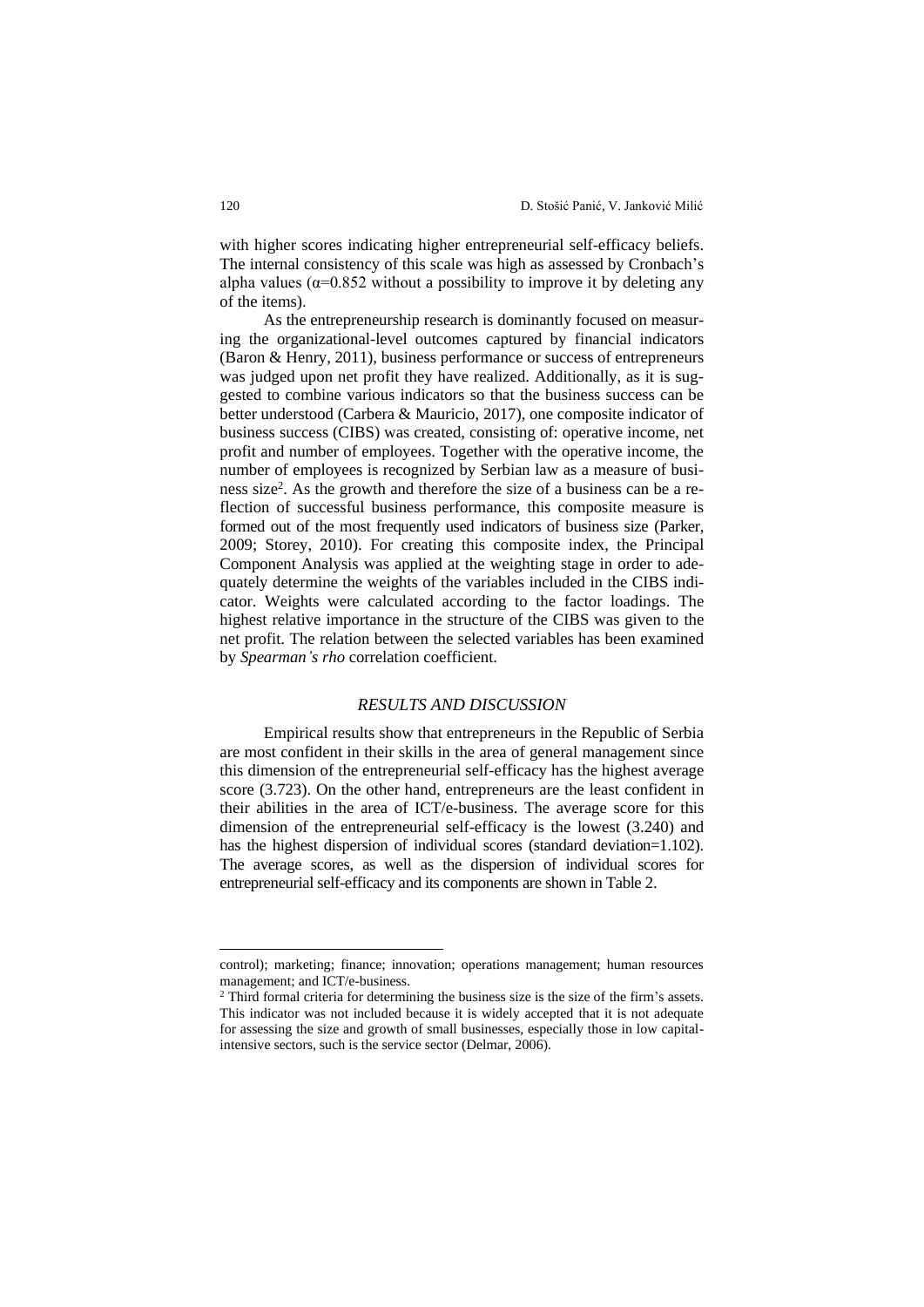with higher scores indicating higher entrepreneurial self-efficacy beliefs. The internal consistency of this scale was high as assessed by Cronbach's alpha values ($\alpha$=0.852 without a possibility to improve it by deleting any of the items).

As the entrepreneurship research is dominantly focused on measuring the organizational-level outcomes captured by financial indicators (Baron & Henry, 2011), business performance or success of entrepreneurs was judged upon net profit they have realized. Additionally, as it is suggested to combine various indicators so that the business success can be better understood (Carbera & Mauricio, 2017), one composite indicator of business success (CIBS) was created, consisting of: operative income, net profit and number of employees. Together with the operative income, the number of employees is recognized by Serbian law as a measure of business size[2]. As the growth and therefore the size of a business can be a reflection of successful business performance, this composite measure is formed out of the most frequently used indicators of business size (Parker, 2009; Storey, 2010). For creating this composite index, the Principal Component Analysis was applied at the weighting stage in order to adequately determine the weights of the variables included in the CIBS indicator. Weights were calculated according to the factor loadings. The highest relative importance in the structure of the CIBS was given to the net profit. The relation between the selected variables has been examined by *Spearman's rho* correlation coefficient.

## *RESULTS AND DISCUSSION*

Empirical results show that entrepreneurs in the Republic of Serbia are most confident in their skills in the area of general management since this dimension of the entrepreneurial self-efficacy has the highest average score (3.723). On the other hand, entrepreneurs are the least confident in their abilities in the area of ICT/e-business. The average score for this dimension of the entrepreneurial self-efficacy is the lowest (3.240) and has the highest dispersion of individual scores (standard deviation=1.102). The average scores, as well as the dispersion of individual scores for entrepreneurial self-efficacy and its components are shown in Table 2.

---

control); marketing; finance; innovation; operations management; human resources management; and ICT/e-business.

[2] Third formal criteria for determining the business size is the size of the firm's assets. This indicator was not included because it is widely accepted that it is not adequate for assessing the size and growth of small businesses, especially those in low capital-intensive sectors, such is the service sector (Delmar, 2006).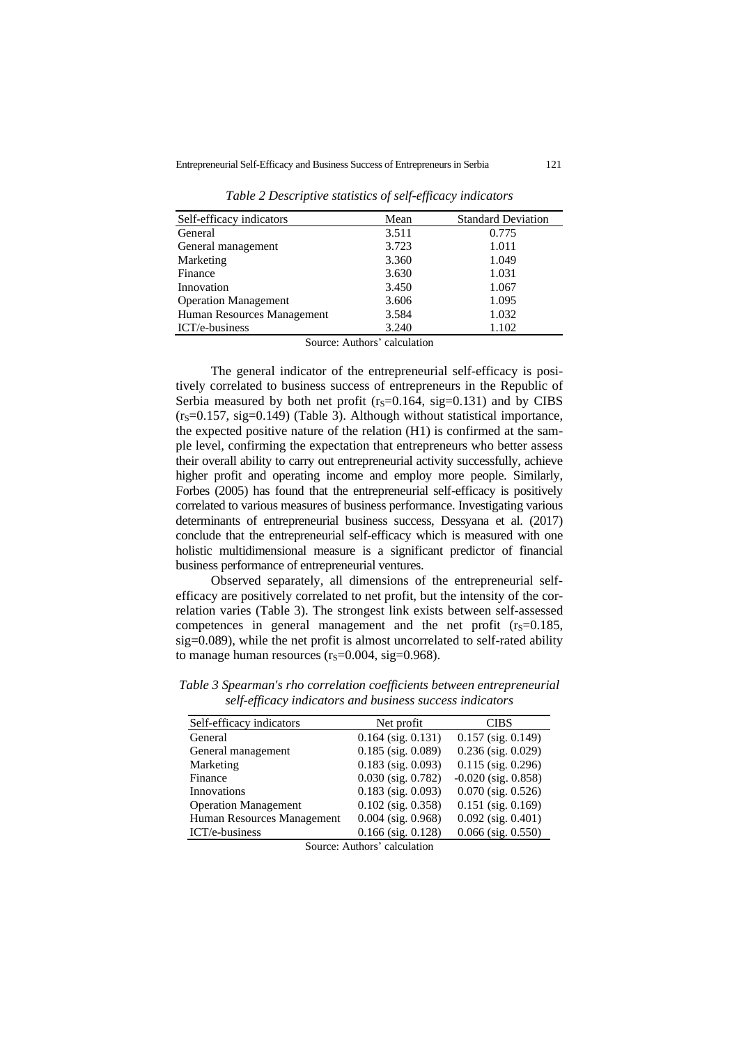*Table 2 Descriptive statistics of self-efficacy indicators*

| Self-efficacy indicators | Mean | Standard Deviation |
|---|---|---|
| General | 3.511 | 0.775 |
| General management | 3.723 | 1.011 |
| Marketing | 3.360 | 1.049 |
| Finance | 3.630 | 1.031 |
| Innovation | 3.450 | 1.067 |
| Operation Management | 3.606 | 1.095 |
| Human Resources Management | 3.584 | 1.032 |
| ICT/e-business | 3.240 | 1.102 |

Source: Authors' calculation

The general indicator of the entrepreneurial self-efficacy is positively correlated to business success of entrepreneurs in the Republic of Serbia measured by both net profit ($r_S$=0.164, sig=0.131) and by CIBS ($r_S$=0.157, sig=0.149) (Table 3). Although without statistical importance, the expected positive nature of the relation (H1) is confirmed at the sample level, confirming the expectation that entrepreneurs who better assess their overall ability to carry out entrepreneurial activity successfully, achieve higher profit and operating income and employ more people. Similarly, Forbes (2005) has found that the entrepreneurial self-efficacy is positively correlated to various measures of business performance. Investigating various determinants of entrepreneurial business success, Dessyana et al. (2017) conclude that the entrepreneurial self-efficacy which is measured with one holistic multidimensional measure is a significant predictor of financial business performance of entrepreneurial ventures.

Observed separately, all dimensions of the entrepreneurial self-efficacy are positively correlated to net profit, but the intensity of the correlation varies (Table 3). The strongest link exists between self-assessed competences in general management and the net profit ($r_S$=0.185, sig=0.089), while the net profit is almost uncorrelated to self-rated ability to manage human resources ($r_S$=0.004, sig=0.968).

*Table 3 Spearman's rho correlation coefficients between entrepreneurial self-efficacy indicators and business success indicators*

| Self-efficacy indicators | Net profit | CIBS |
|---|---|---|
| General | 0.164 (sig. 0.131) | 0.157 (sig. 0.149) |
| General management | 0.185 (sig. 0.089) | 0.236 (sig. 0.029) |
| Marketing | 0.183 (sig. 0.093) | 0.115 (sig. 0.296) |
| Finance | 0.030 (sig. 0.782) | -0.020 (sig. 0.858) |
| Innovations | 0.183 (sig. 0.093) | 0.070 (sig. 0.526) |
| Operation Management | 0.102 (sig. 0.358) | 0.151 (sig. 0.169) |
| Human Resources Management | 0.004 (sig. 0.968) | 0.092 (sig. 0.401) |
| ICT/e-business | 0.166 (sig. 0.128) | 0.066 (sig. 0.550) |

Source: Authors' calculation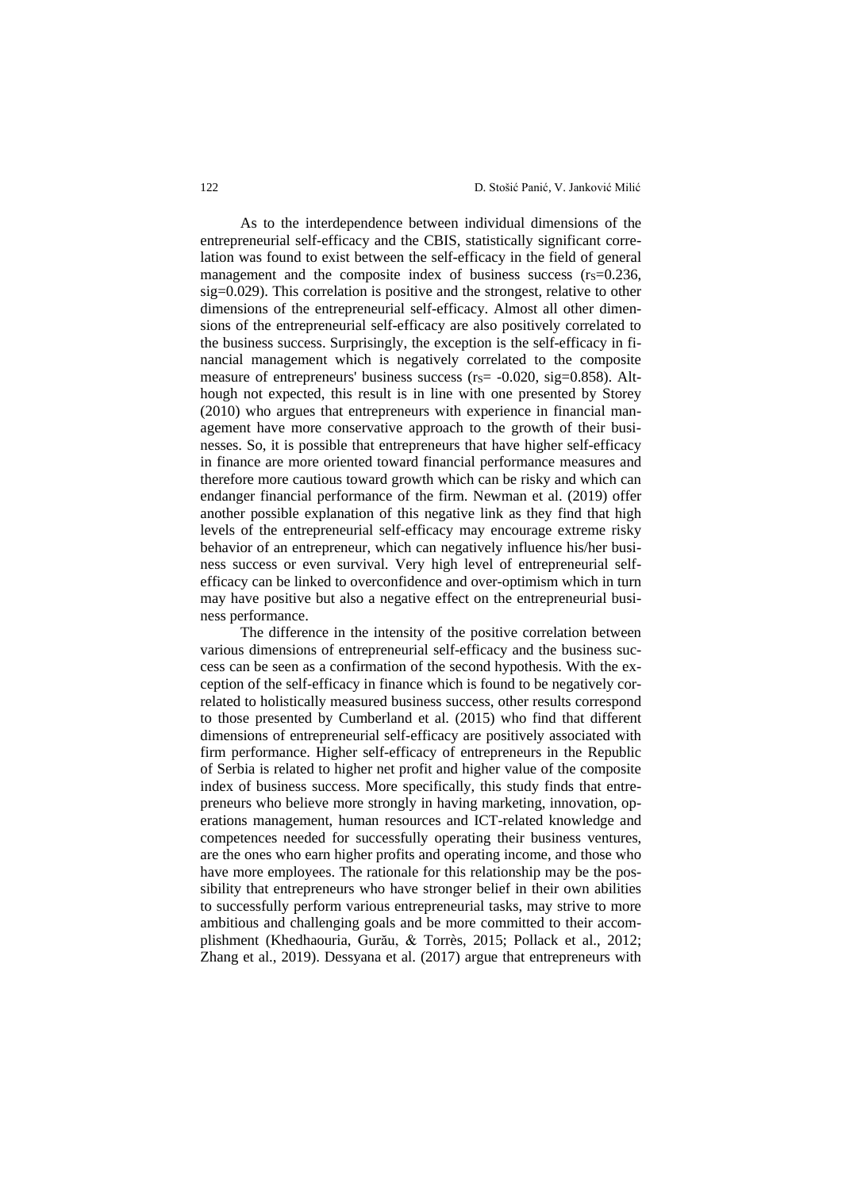As to the interdependence between individual dimensions of the entrepreneurial self-efficacy and the CBIS, statistically significant correlation was found to exist between the self-efficacy in the field of general management and the composite index of business success ($r_S$=0.236, sig=0.029). This correlation is positive and the strongest, relative to other dimensions of the entrepreneurial self-efficacy. Almost all other dimensions of the entrepreneurial self-efficacy are also positively correlated to the business success. Surprisingly, the exception is the self-efficacy in financial management which is negatively correlated to the composite measure of entrepreneurs' business success ($r_S$= -0.020, sig=0.858). Although not expected, this result is in line with one presented by Storey (2010) who argues that entrepreneurs with experience in financial management have more conservative approach to the growth of their businesses. So, it is possible that entrepreneurs that have higher self-efficacy in finance are more oriented toward financial performance measures and therefore more cautious toward growth which can be risky and which can endanger financial performance of the firm. Newman et al. (2019) offer another possible explanation of this negative link as they find that high levels of the entrepreneurial self-efficacy may encourage extreme risky behavior of an entrepreneur, which can negatively influence his/her business success or even survival. Very high level of entrepreneurial self-efficacy can be linked to overconfidence and over-optimism which in turn may have positive but also a negative effect on the entrepreneurial business performance.

The difference in the intensity of the positive correlation between various dimensions of entrepreneurial self-efficacy and the business success can be seen as a confirmation of the second hypothesis. With the exception of the self-efficacy in finance which is found to be negatively correlated to holistically measured business success, other results correspond to those presented by Cumberland et al. (2015) who find that different dimensions of entrepreneurial self-efficacy are positively associated with firm performance. Higher self-efficacy of entrepreneurs in the Republic of Serbia is related to higher net profit and higher value of the composite index of business success. More specifically, this study finds that entrepreneurs who believe more strongly in having marketing, innovation, operations management, human resources and ICT-related knowledge and competences needed for successfully operating their business ventures, are the ones who earn higher profits and operating income, and those who have more employees. The rationale for this relationship may be the possibility that entrepreneurs who have stronger belief in their own abilities to successfully perform various entrepreneurial tasks, may strive to more ambitious and challenging goals and be more committed to their accomplishment (Khedhaouria, Gurău, & Torrès, 2015; Pollack et al., 2012; Zhang et al., 2019). Dessyana et al. (2017) argue that entrepreneurs with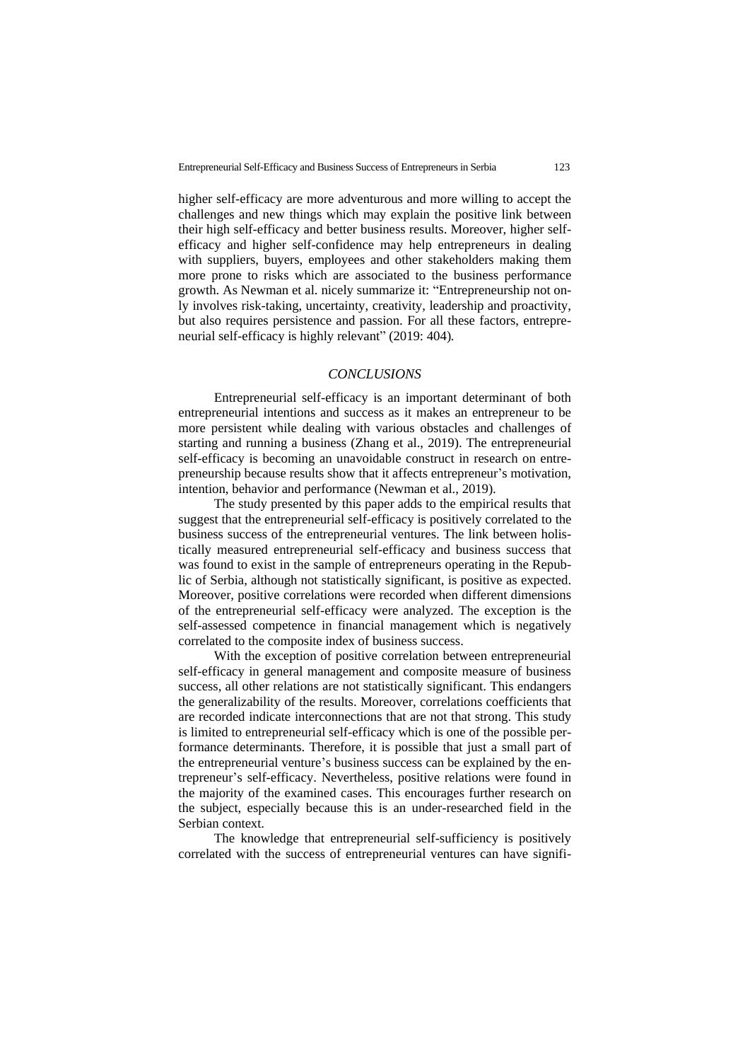higher self-efficacy are more adventurous and more willing to accept the challenges and new things which may explain the positive link between their high self-efficacy and better business results. Moreover, higher self-efficacy and higher self-confidence may help entrepreneurs in dealing with suppliers, buyers, employees and other stakeholders making them more prone to risks which are associated to the business performance growth. As Newman et al. nicely summarize it: "Entrepreneurship not only involves risk-taking, uncertainty, creativity, leadership and proactivity, but also requires persistence and passion. For all these factors, entrepreneurial self-efficacy is highly relevant" (2019: 404).

## *CONCLUSIONS*

Entrepreneurial self-efficacy is an important determinant of both entrepreneurial intentions and success as it makes an entrepreneur to be more persistent while dealing with various obstacles and challenges of starting and running a business (Zhang et al., 2019). The entrepreneurial self-efficacy is becoming an unavoidable construct in research on entrepreneurship because results show that it affects entrepreneur's motivation, intention, behavior and performance (Newman et al., 2019).

The study presented by this paper adds to the empirical results that suggest that the entrepreneurial self-efficacy is positively correlated to the business success of the entrepreneurial ventures. The link between holistically measured entrepreneurial self-efficacy and business success that was found to exist in the sample of entrepreneurs operating in the Republic of Serbia, although not statistically significant, is positive as expected. Moreover, positive correlations were recorded when different dimensions of the entrepreneurial self-efficacy were analyzed. The exception is the self-assessed competence in financial management which is negatively correlated to the composite index of business success.

With the exception of positive correlation between entrepreneurial self-efficacy in general management and composite measure of business success, all other relations are not statistically significant. This endangers the generalizability of the results. Moreover, correlations coefficients that are recorded indicate interconnections that are not that strong. This study is limited to entrepreneurial self-efficacy which is one of the possible performance determinants. Therefore, it is possible that just a small part of the entrepreneurial venture's business success can be explained by the entrepreneur's self-efficacy. Nevertheless, positive relations were found in the majority of the examined cases. This encourages further research on the subject, especially because this is an under-researched field in the Serbian context.

The knowledge that entrepreneurial self-sufficiency is positively correlated with the success of entrepreneurial ventures can have signifi-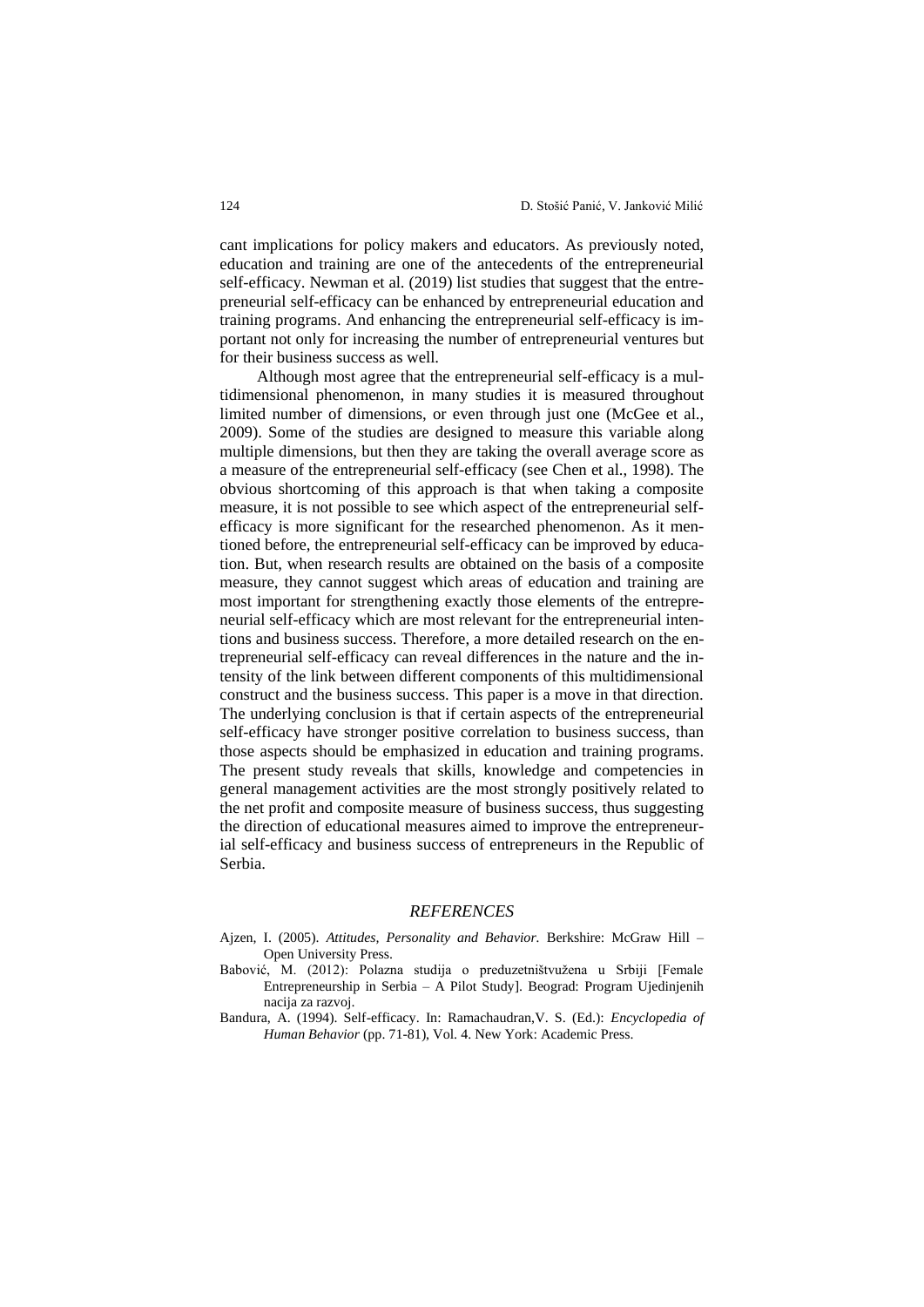cant implications for policy makers and educators. As previously noted, education and training are one of the antecedents of the entrepreneurial self-efficacy. Newman et al. (2019) list studies that suggest that the entrepreneurial self-efficacy can be enhanced by entrepreneurial education and training programs. And enhancing the entrepreneurial self-efficacy is important not only for increasing the number of entrepreneurial ventures but for their business success as well.

Although most agree that the entrepreneurial self-efficacy is a multidimensional phenomenon, in many studies it is measured throughout limited number of dimensions, or even through just one (McGee et al., 2009). Some of the studies are designed to measure this variable along multiple dimensions, but then they are taking the overall average score as a measure of the entrepreneurial self-efficacy (see Chen et al., 1998). The obvious shortcoming of this approach is that when taking a composite measure, it is not possible to see which aspect of the entrepreneurial self-efficacy is more significant for the researched phenomenon. As it mentioned before, the entrepreneurial self-efficacy can be improved by education. But, when research results are obtained on the basis of a composite measure, they cannot suggest which areas of education and training are most important for strengthening exactly those elements of the entrepreneurial self-efficacy which are most relevant for the entrepreneurial intentions and business success. Therefore, a more detailed research on the entrepreneurial self-efficacy can reveal differences in the nature and the intensity of the link between different components of this multidimensional construct and the business success. This paper is a move in that direction. The underlying conclusion is that if certain aspects of the entrepreneurial self-efficacy have stronger positive correlation to business success, than those aspects should be emphasized in education and training programs. The present study reveals that skills, knowledge and competencies in general management activities are the most strongly positively related to the net profit and composite measure of business success, thus suggesting the direction of educational measures aimed to improve the entrepreneurial self-efficacy and business success of entrepreneurs in the Republic of Serbia.

## *REFERENCES*

Ajzen, I. (2005). *Attitudes, Personality and Behavior*. Berkshire: McGraw Hill – Open University Press.

Babović, M. (2012): Polazna studija o preduzetništvužena u Srbiji [Female Entrepreneurship in Serbia – A Pilot Study]. Beograd: Program Ujedinjenih nacija za razvoj.

Bandura, A. (1994). Self-efficacy. In: Ramachaudran,V. S. (Ed.): *Encyclopedia of Human Behavior* (pp. 71-81), Vol. 4. New York: Academic Press.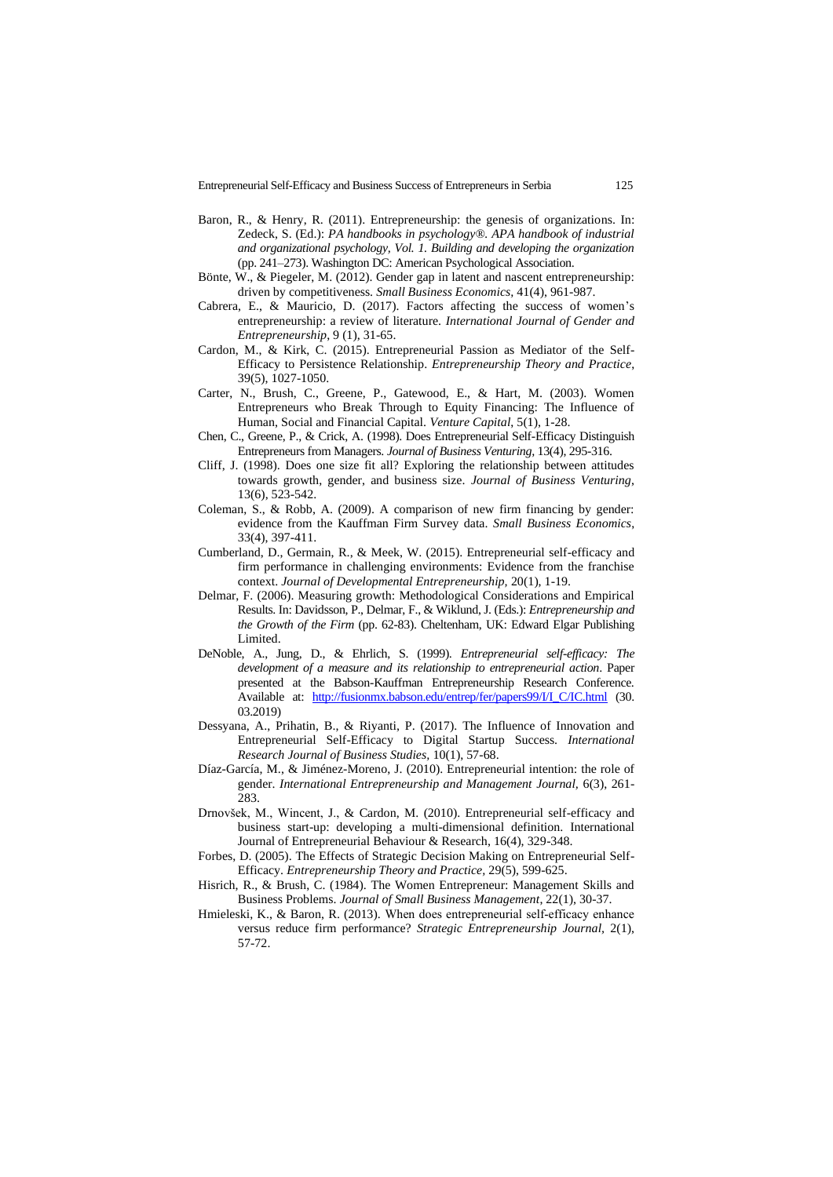Baron, R., & Henry, R. (2011). Entrepreneurship: the genesis of organizations. In: Zedeck, S. (Ed.): *PA handbooks in psychology®. APA handbook of industrial and organizational psychology, Vol. 1. Building and developing the organization* (pp. 241–273). Washington DC: American Psychological Association.

Bönte, W., & Piegeler, M. (2012). Gender gap in latent and nascent entrepreneurship: driven by competitiveness. *Small Business Economics*, 41(4), 961-987.

Cabrera, E., & Mauricio, D. (2017). Factors affecting the success of women's entrepreneurship: a review of literature. *International Journal of Gender and Entrepreneurship*, 9 (1), 31-65.

Cardon, M., & Kirk, C. (2015). Entrepreneurial Passion as Mediator of the Self-Efficacy to Persistence Relationship. *Entrepreneurship Theory and Practice*, 39(5), 1027-1050.

Carter, N., Brush, C., Greene, P., Gatewood, E., & Hart, M. (2003). Women Entrepreneurs who Break Through to Equity Financing: The Influence of Human, Social and Financial Capital. *Venture Capital*, 5(1), 1-28.

Chen, C., Greene, P., & Crick, A. (1998). Does Entrepreneurial Self-Efficacy Distinguish Entrepreneurs from Managers. *Journal of Business Venturing*, 13(4), 295-316.

Cliff, J. (1998). Does one size fit all? Exploring the relationship between attitudes towards growth, gender, and business size. *Journal of Business Venturing*, 13(6), 523-542.

Coleman, S., & Robb, A. (2009). A comparison of new firm financing by gender: evidence from the Kauffman Firm Survey data. *Small Business Economics*, 33(4), 397-411.

Cumberland, D., Germain, R., & Meek, W. (2015). Entrepreneurial self-efficacy and firm performance in challenging environments: Evidence from the franchise context. *Journal of Developmental Entrepreneurship*, 20(1), 1-19.

Delmar, F. (2006). Measuring growth: Methodological Considerations and Empirical Results. In: Davidsson, P., Delmar, F., & Wiklund, J. (Eds.): *Entrepreneurship and the Growth of the Firm* (pp. 62-83). Cheltenham, UK: Edward Elgar Publishing Limited.

DeNoble, A., Jung, D., & Ehrlich, S. (1999). *Entrepreneurial self-efficacy: The development of a measure and its relationship to entrepreneurial action*. Paper presented at the Babson-Kauffman Entrepreneurship Research Conference. Available at: http://fusionmx.babson.edu/entrep/fer/papers99/I/I_C/IC.html (30. 03.2019)

Dessyana, A., Prihatin, B., & Riyanti, P. (2017). The Influence of Innovation and Entrepreneurial Self-Efficacy to Digital Startup Success. *International Research Journal of Business Studies*, 10(1), 57-68.

Díaz-García, M., & Jiménez-Moreno, J. (2010). Entrepreneurial intention: the role of gender. *International Entrepreneurship and Management Journal*, 6(3), 261-283.

Drnovšek, M., Wincent, J., & Cardon, M. (2010). Entrepreneurial self-efficacy and business start-up: developing a multi-dimensional definition. International Journal of Entrepreneurial Behaviour & Research, 16(4), 329-348.

Forbes, D. (2005). The Effects of Strategic Decision Making on Entrepreneurial Self-Efficacy. *Entrepreneurship Theory and Practice*, 29(5), 599-625.

Hisrich, R., & Brush, C. (1984). The Women Entrepreneur: Management Skills and Business Problems. *Journal of Small Business Management*, 22(1), 30-37.

Hmieleski, K., & Baron, R. (2013). When does entrepreneurial self-efficacy enhance versus reduce firm performance? *Strategic Entrepreneurship Journal*, 2(1), 57-72.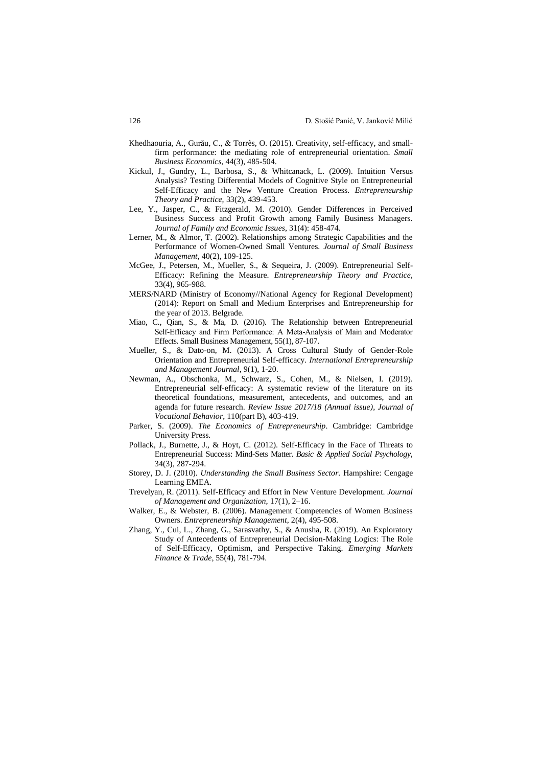Khedhaouria, A., Gurău, C., & Torrès, O. (2015). Creativity, self-efficacy, and small-firm performance: the mediating role of entrepreneurial orientation. *Small Business Economics*, 44(3), 485-504.

Kickul, J., Gundry, L., Barbosa, S., & Whitcanack, L. (2009). Intuition Versus Analysis? Testing Differential Models of Cognitive Style on Entrepreneurial Self-Efficacy and the New Venture Creation Process. *Entrepreneurship Theory and Practice*, 33(2), 439-453.

Lee, Y., Jasper, C., & Fitzgerald, M. (2010). Gender Differences in Perceived Business Success and Profit Growth among Family Business Managers. *Journal of Family and Economic Issues*, 31(4): 458-474.

Lerner, M., & Almor, T. (2002). Relationships among Strategic Capabilities and the Performance of Women-Owned Small Ventures. *Journal of Small Business Management*, 40(2), 109-125.

McGee, J., Petersen, M., Mueller, S., & Sequeira, J. (2009). Entrepreneurial Self-Efficacy: Refining the Measure. *Entrepreneurship Theory and Practice*, 33(4), 965-988.

MERS/NARD (Ministry of Economy//National Agency for Regional Development) (2014): Report on Small and Medium Enterprises and Entrepreneurship for the year of 2013. Belgrade.

Miao, C., Qian, S., & Ma, D. (2016). The Relationship between Entrepreneurial Self-Efficacy and Firm Performance: A Meta-Analysis of Main and Moderator Effects. Small Business Management, 55(1), 87-107.

Mueller, S., & Dato-on, M. (2013). A Cross Cultural Study of Gender-Role Orientation and Entrepreneurial Self-efficacy. *International Entrepreneurship and Management Journal*, 9(1), 1-20.

Newman, A., Obschonka, M., Schwarz, S., Cohen, M., & Nielsen, I. (2019). Entrepreneurial self-efficacy: A systematic review of the literature on its theoretical foundations, measurement, antecedents, and outcomes, and an agenda for future research. *Review Issue 2017/18 (Annual issue), Journal of Vocational Behavior*, 110(part B), 403-419.

Parker, S. (2009). *The Economics of Entrepreneurship*. Cambridge: Cambridge University Press.

Pollack, J., Burnette, J., & Hoyt, C. (2012). Self-Efficacy in the Face of Threats to Entrepreneurial Success: Mind-Sets Matter. *Basic & Applied Social Psychology*, 34(3), 287-294.

Storey, D. J. (2010). *Understanding the Small Business Sector*. Hampshire: Cengage Learning EMEA.

Trevelyan, R. (2011). Self-Efficacy and Effort in New Venture Development. *Journal of Management and Organization*, 17(1), 2–16.

Walker, E., & Webster, B. (2006). Management Competencies of Women Business Owners. *Entrepreneurship Management*, 2(4), 495-508.

Zhang, Y., Cui, L., Zhang, G., Sarasvathy, S., & Anusha, R. (2019). An Exploratory Study of Antecedents of Entrepreneurial Decision-Making Logics: The Role of Self-Efficacy, Optimism, and Perspective Taking. *Emerging Markets Finance & Trade*, 55(4), 781-794.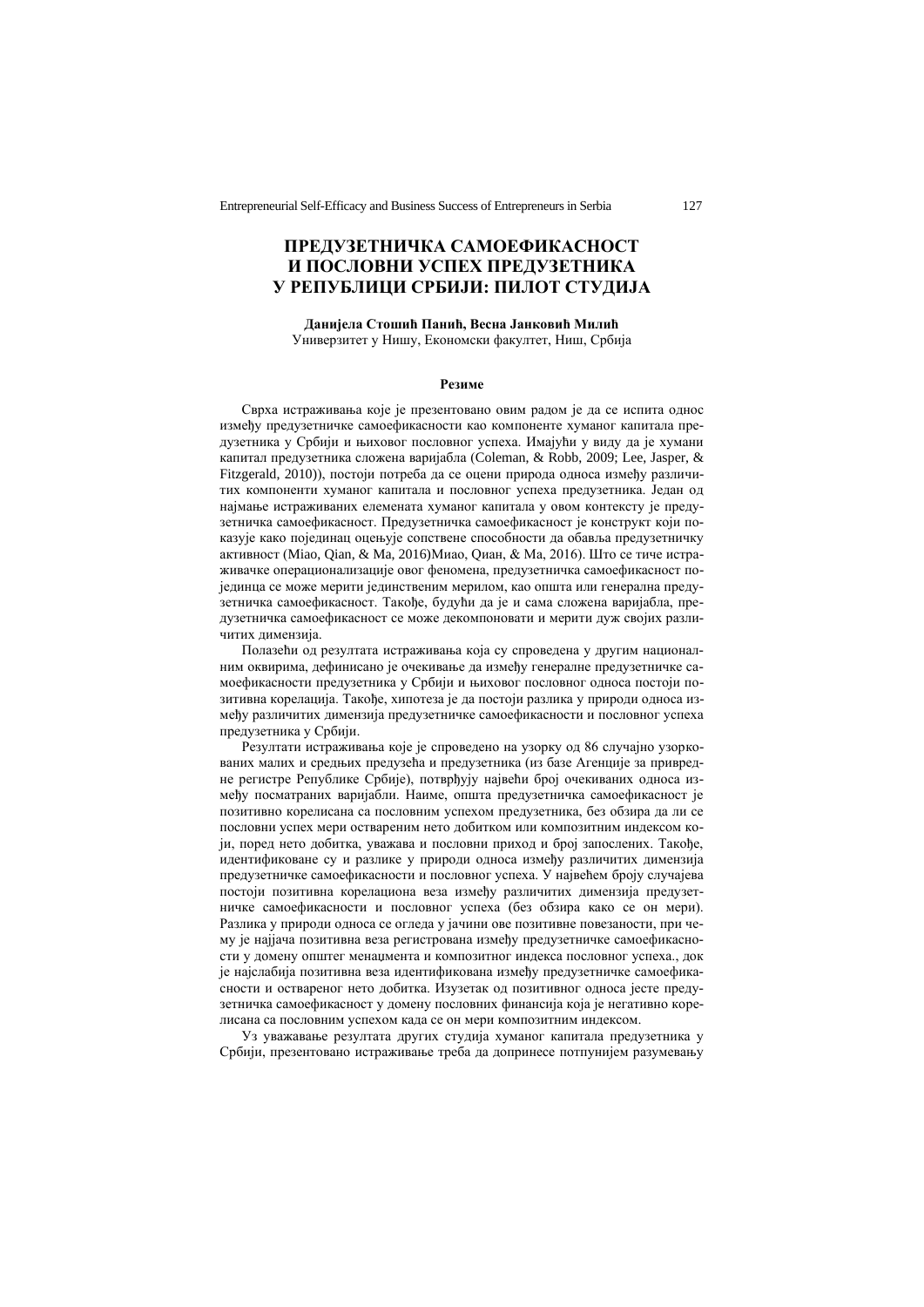# ПРЕДУЗЕТНИЧКА САМОЕФИКАСНОСТ И ПОСЛОВНИ УСПЕХ ПРЕДУЗЕТНИКА У РЕПУБЛИЦИ СРБИЈИ: ПИЛОТ СТУДИЈА

**Данијела Стошић Панић, Весна Јанковић Милић**
Универзитет у Нишу, Економски факултет, Ниш, Србија

**Резиме**

Сврха истраживања које је презентовано овим радом је да се испита однос између предузетничке самоефикасности као компоненте хуманог капитала предузетника у Србији и њиховог пословног успеха. Имајући у виду да је хумани капитал предузетника сложена варијабла (Coleman, & Robb, 2009; Lee, Jasper, & Fitzgerald, 2010)), постоји потреба да се оцени природа односа између различитих компоненти хуманог капитала и пословног успеха предузетника. Један од најмање истраживаних елемената хуманог капитала у овом контексту је предузетничка самоефикасност. Предузетничка самоефикасност је конструкт који показује како појединац оцењује сопствене способности да обавља предузетничку активност (Miao, Qian, & Ma, 2016)Миао, Qиан, & Ма, 2016). Што се тиче истраживачке операционализације овог феномена, предузетничка самоефикасност појединца се може мерити јединственим мерилом, као општа или генерална предузетничка самоефикасност. Такође, будући да је и сама сложена варијабла, предузетничка самоефикасност се може декомпоновати и мерити дуж својих различитих димензија.

Полазећи од резултата истраживања која су спроведена у другим националним оквирима, дефинисано је очекивање да између генералне предузетничке самоефикасности предузетника у Србији и њиховог пословног односа постоји позитивна корелација. Такође, хипотеза је да постоји разлика у природи односа између различитих димензија предузетничке самоефикасности и пословног успеха предузетника у Србији.

Резултати истраживања које је спроведено на узорку од 86 случајно узоркованих малих и средњих предузећа и предузетника (из базе Агенције за привредне регистре Републике Србије), потврђују највећи број очекиваних односа између посматраних варијабли. Наиме, општа предузетничка самоефикасност је позитивно корелисана са пословним успехом предузетника, без обзира да ли се пословни успех мери оствареним нето добитком или композитним индексом који, поред нето добитка, уважава и пословни приход и број запослених. Такође, идентификоване су и разлике у природи односа између различитих димензија предузетничке самоефикасности и пословног успеха. У највећем броју случајева постоји позитивна корелациона веза између различитих димензија предузетничке самоефикасности и пословног успеха (без обзира како се он мери). Разлика у природи односа се огледа у јачини ове позитивне повезаности, при чему је најјача позитивна веза регистрована између предузетничке самоефикасности у домену општег менаџмента и композитног индекса пословног успеха., док је најслабија позитивна веза идентификована између предузетничке самоефикасности и оствареног нето добитка. Изузетак од позитивног односа јесте предузетничка самоефикасност у домену пословних финансија која је негативно корелисана са пословним успехом када се он мери композитним индексом.

Уз уважавање резултата других студија хуманог капитала предузетника у Србији, презентовано истраживање треба да допринесе потпунијем разумевању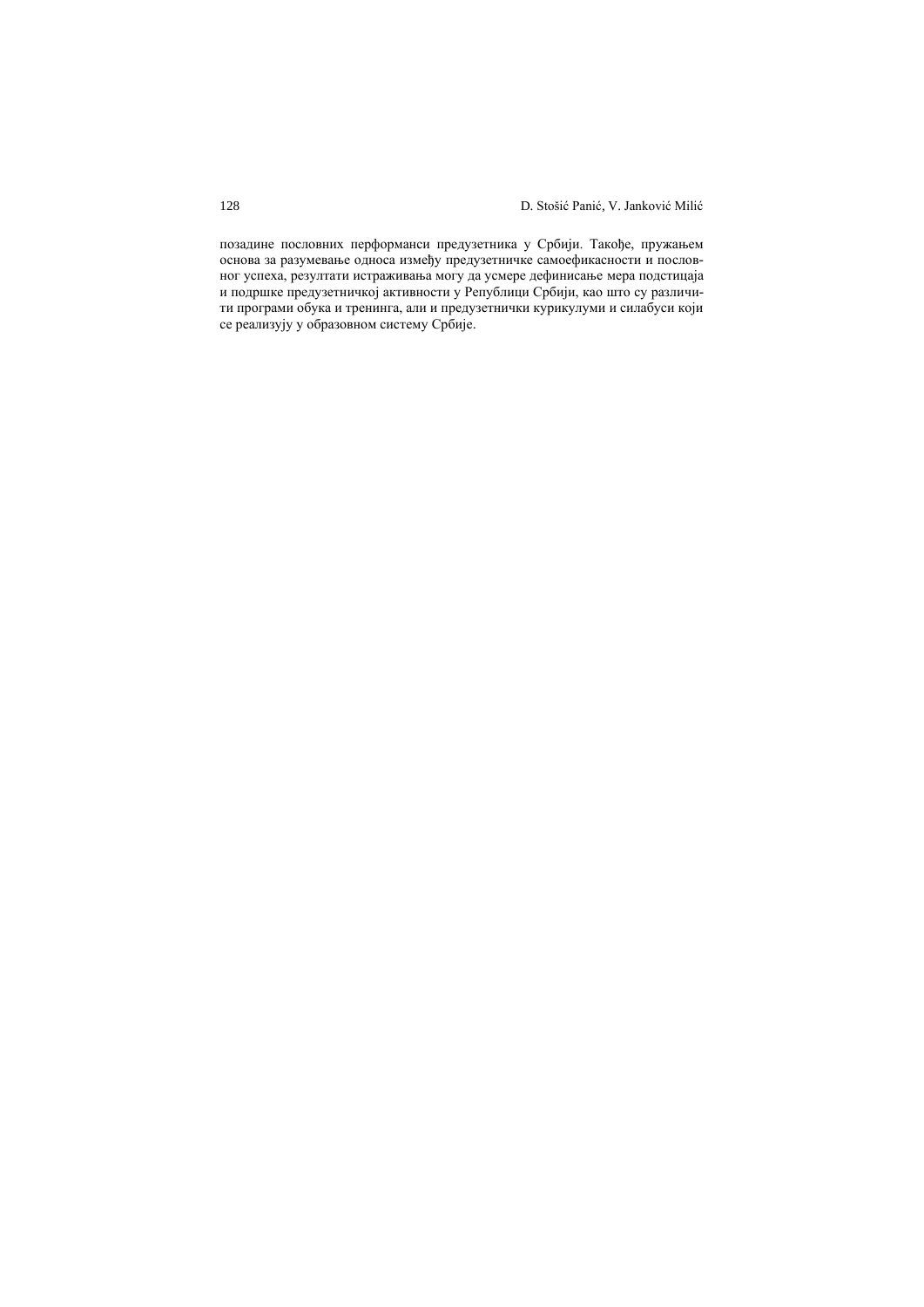позадине пословних перформанси предузетника у Србији. Такође, пружањем основа за разумевање односа између предузетничке самоефикасности и пословног успеха, резултати истраживања могу да усмере дефинисање мера подстицаја и подршке предузетничкој активности у Републици Србији, као што су различити програми обука и тренинга, али и предузетнички курикулуми и силабуси који се реализују у образовном систему Србије.